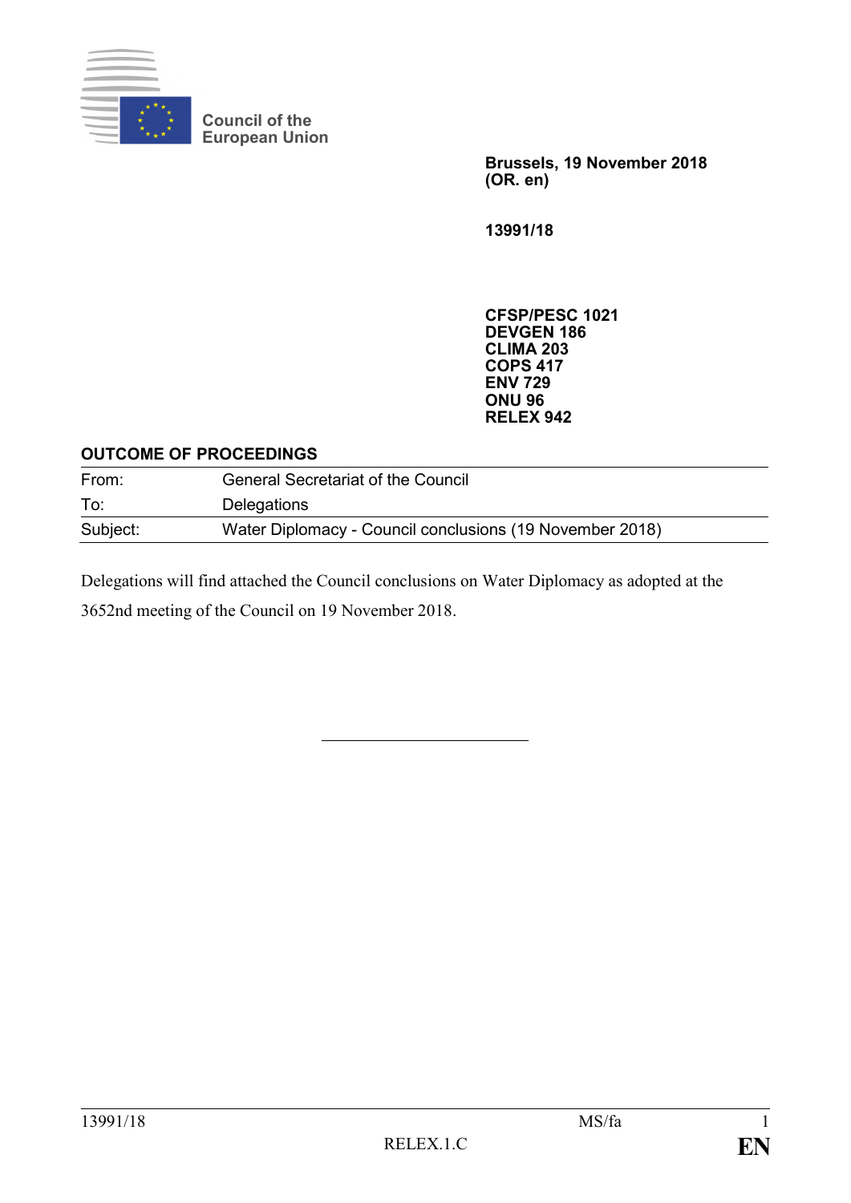Council of the European Union

**Brussels, 19 November 2018**
**(OR. en)**

**13991/18**

**CFSP/PESC 1021**
**DEVGEN 186**
**CLIMA 203**
**COPS 417**
**ENV 729**
**ONU 96**
**RELEX 942**

**OUTCOME OF PROCEEDINGS**

| | |
|---|---|
| From: | General Secretariat of the Council |
| To: | Delegations |
| Subject: | Water Diplomacy - Council conclusions (19 November 2018) |

Delegations will find attached the Council conclusions on Water Diplomacy as adopted at the 3652nd meeting of the Council on 19 November 2018.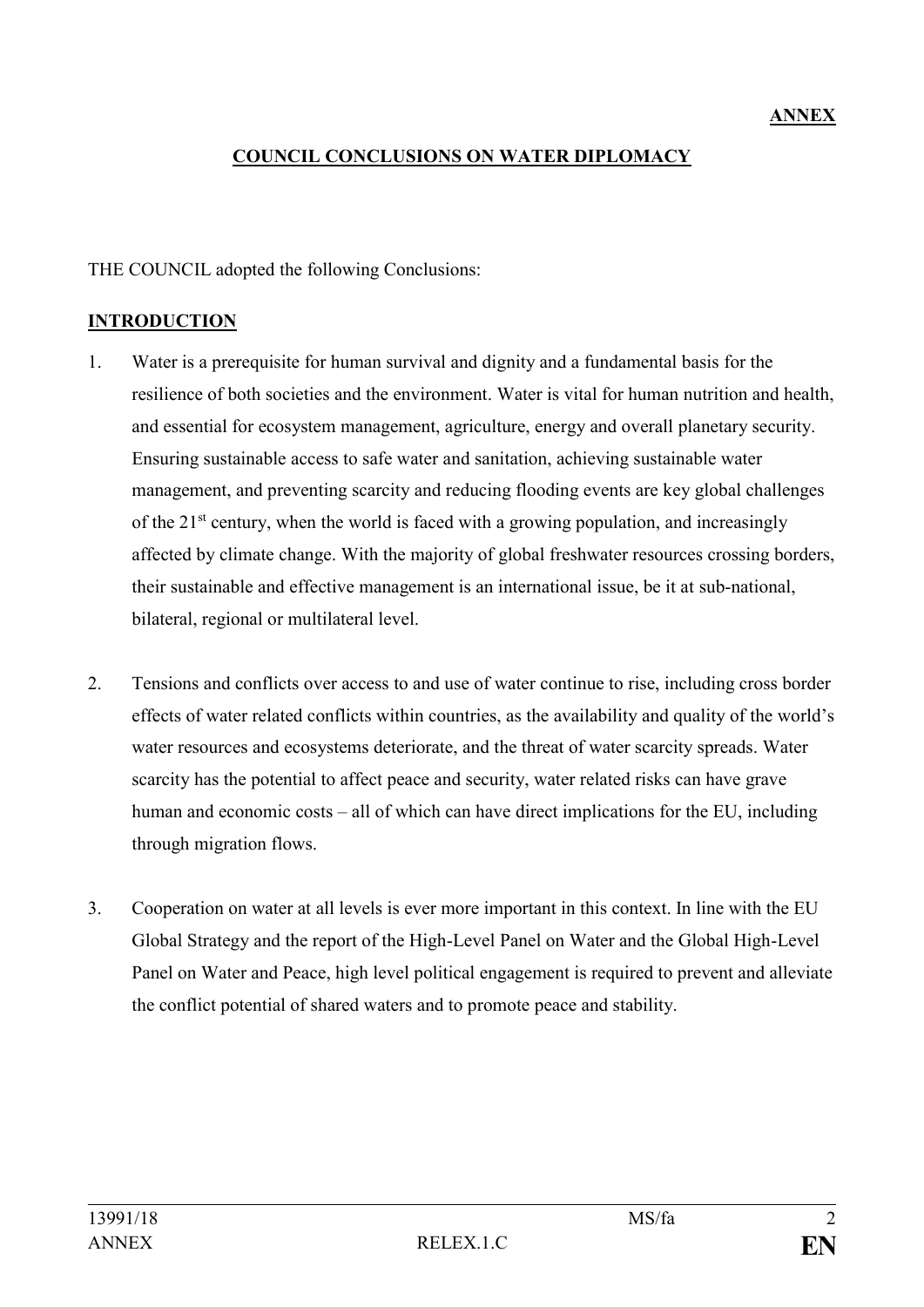**ANNEX**

## COUNCIL CONCLUSIONS ON WATER DIPLOMACY

THE COUNCIL adopted the following Conclusions:

### INTRODUCTION

1. Water is a prerequisite for human survival and dignity and a fundamental basis for the resilience of both societies and the environment. Water is vital for human nutrition and health, and essential for ecosystem management, agriculture, energy and overall planetary security. Ensuring sustainable access to safe water and sanitation, achieving sustainable water management, and preventing scarcity and reducing flooding events are key global challenges of the 21st century, when the world is faced with a growing population, and increasingly affected by climate change. With the majority of global freshwater resources crossing borders, their sustainable and effective management is an international issue, be it at sub-national, bilateral, regional or multilateral level.

2. Tensions and conflicts over access to and use of water continue to rise, including cross border effects of water related conflicts within countries, as the availability and quality of the world's water resources and ecosystems deteriorate, and the threat of water scarcity spreads. Water scarcity has the potential to affect peace and security, water related risks can have grave human and economic costs – all of which can have direct implications for the EU, including through migration flows.

3. Cooperation on water at all levels is ever more important in this context. In line with the EU Global Strategy and the report of the High-Level Panel on Water and the Global High-Level Panel on Water and Peace, high level political engagement is required to prevent and alleviate the conflict potential of shared waters and to promote peace and stability.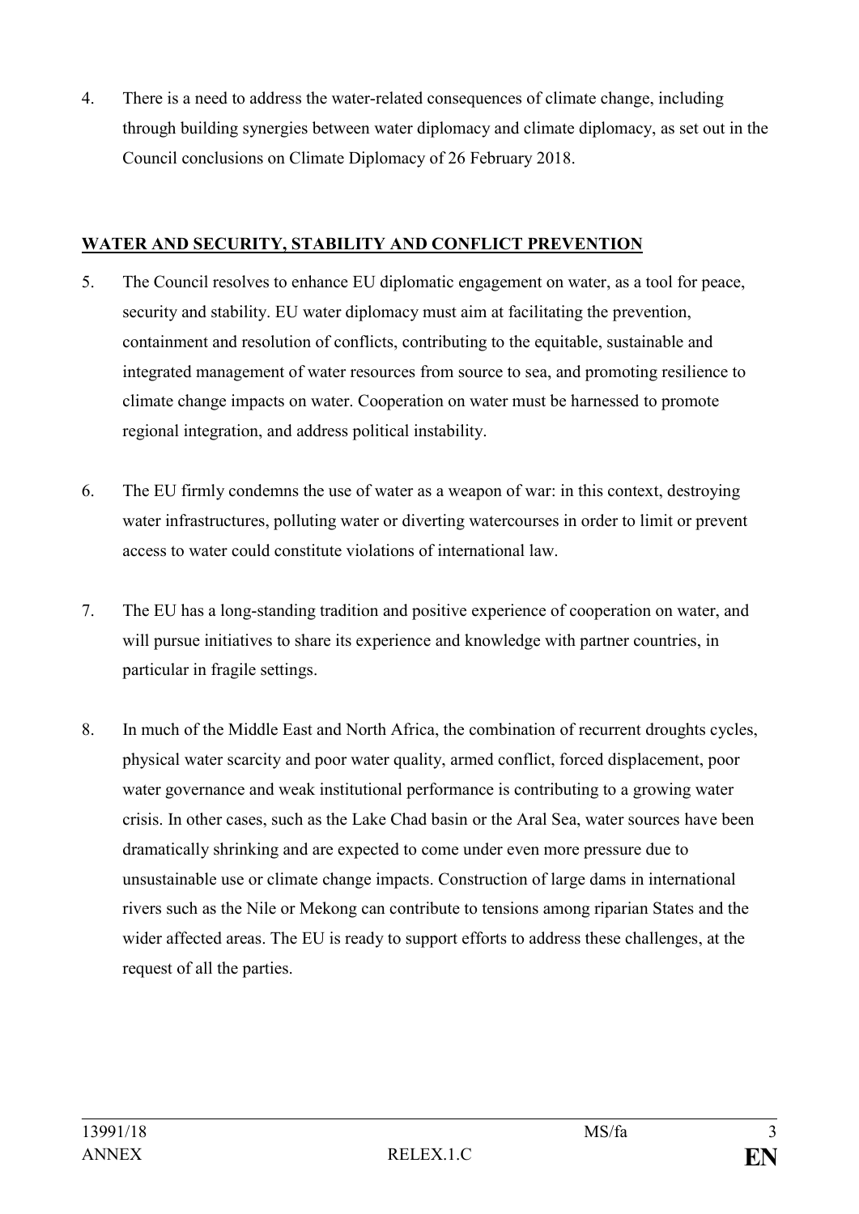4. There is a need to address the water-related consequences of climate change, including through building synergies between water diplomacy and climate diplomacy, as set out in the Council conclusions on Climate Diplomacy of 26 February 2018.

## WATER AND SECURITY, STABILITY AND CONFLICT PREVENTION

5. The Council resolves to enhance EU diplomatic engagement on water, as a tool for peace, security and stability. EU water diplomacy must aim at facilitating the prevention, containment and resolution of conflicts, contributing to the equitable, sustainable and integrated management of water resources from source to sea, and promoting resilience to climate change impacts on water. Cooperation on water must be harnessed to promote regional integration, and address political instability.

6. The EU firmly condemns the use of water as a weapon of war: in this context, destroying water infrastructures, polluting water or diverting watercourses in order to limit or prevent access to water could constitute violations of international law.

7. The EU has a long-standing tradition and positive experience of cooperation on water, and will pursue initiatives to share its experience and knowledge with partner countries, in particular in fragile settings.

8. In much of the Middle East and North Africa, the combination of recurrent droughts cycles, physical water scarcity and poor water quality, armed conflict, forced displacement, poor water governance and weak institutional performance is contributing to a growing water crisis. In other cases, such as the Lake Chad basin or the Aral Sea, water sources have been dramatically shrinking and are expected to come under even more pressure due to unsustainable use or climate change impacts. Construction of large dams in international rivers such as the Nile or Mekong can contribute to tensions among riparian States and the wider affected areas. The EU is ready to support efforts to address these challenges, at the request of all the parties.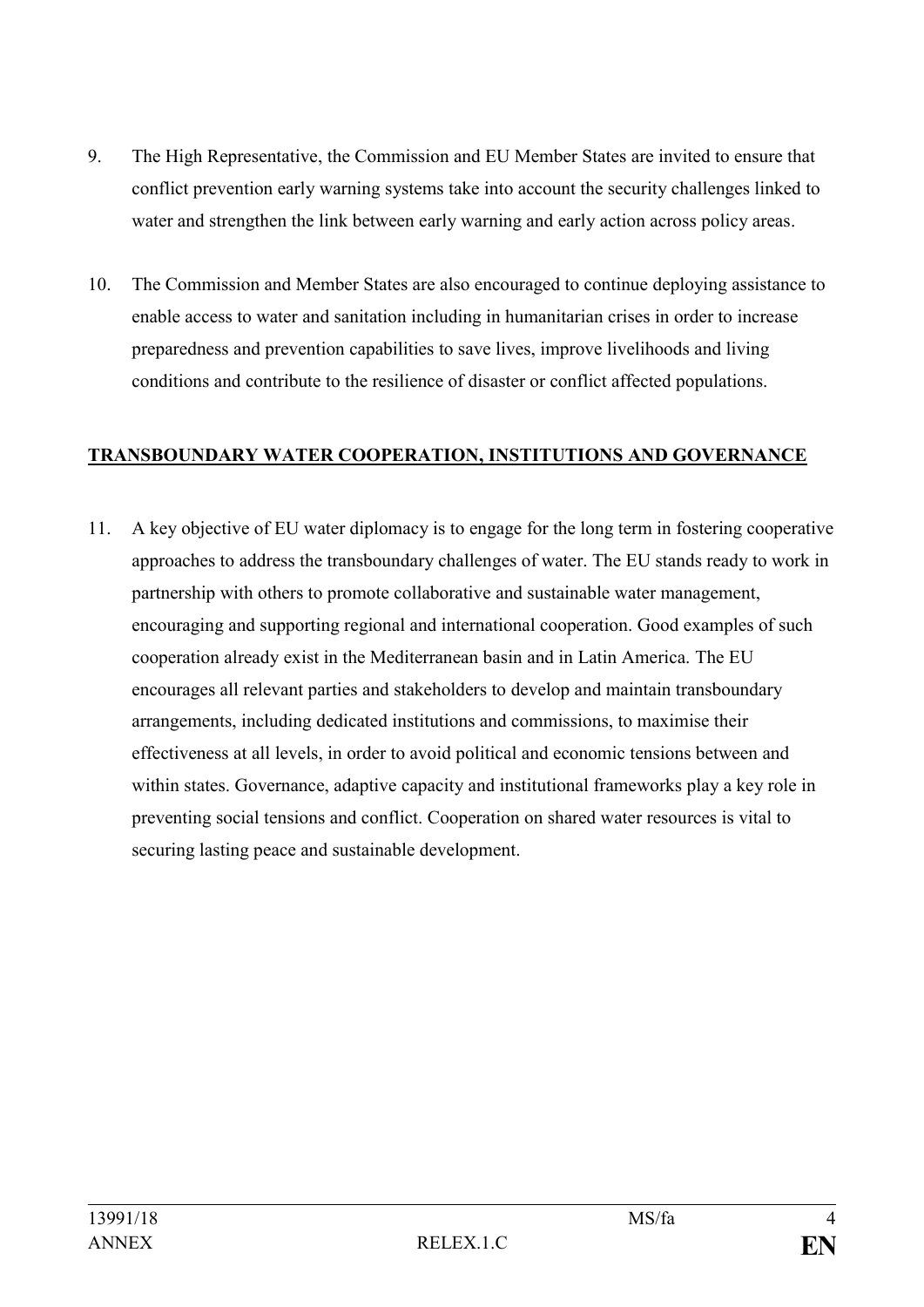9. The High Representative, the Commission and EU Member States are invited to ensure that conflict prevention early warning systems take into account the security challenges linked to water and strengthen the link between early warning and early action across policy areas.

10. The Commission and Member States are also encouraged to continue deploying assistance to enable access to water and sanitation including in humanitarian crises in order to increase preparedness and prevention capabilities to save lives, improve livelihoods and living conditions and contribute to the resilience of disaster or conflict affected populations.

## TRANSBOUNDARY WATER COOPERATION, INSTITUTIONS AND GOVERNANCE

11. A key objective of EU water diplomacy is to engage for the long term in fostering cooperative approaches to address the transboundary challenges of water. The EU stands ready to work in partnership with others to promote collaborative and sustainable water management, encouraging and supporting regional and international cooperation. Good examples of such cooperation already exist in the Mediterranean basin and in Latin America. The EU encourages all relevant parties and stakeholders to develop and maintain transboundary arrangements, including dedicated institutions and commissions, to maximise their effectiveness at all levels, in order to avoid political and economic tensions between and within states. Governance, adaptive capacity and institutional frameworks play a key role in preventing social tensions and conflict. Cooperation on shared water resources is vital to securing lasting peace and sustainable development.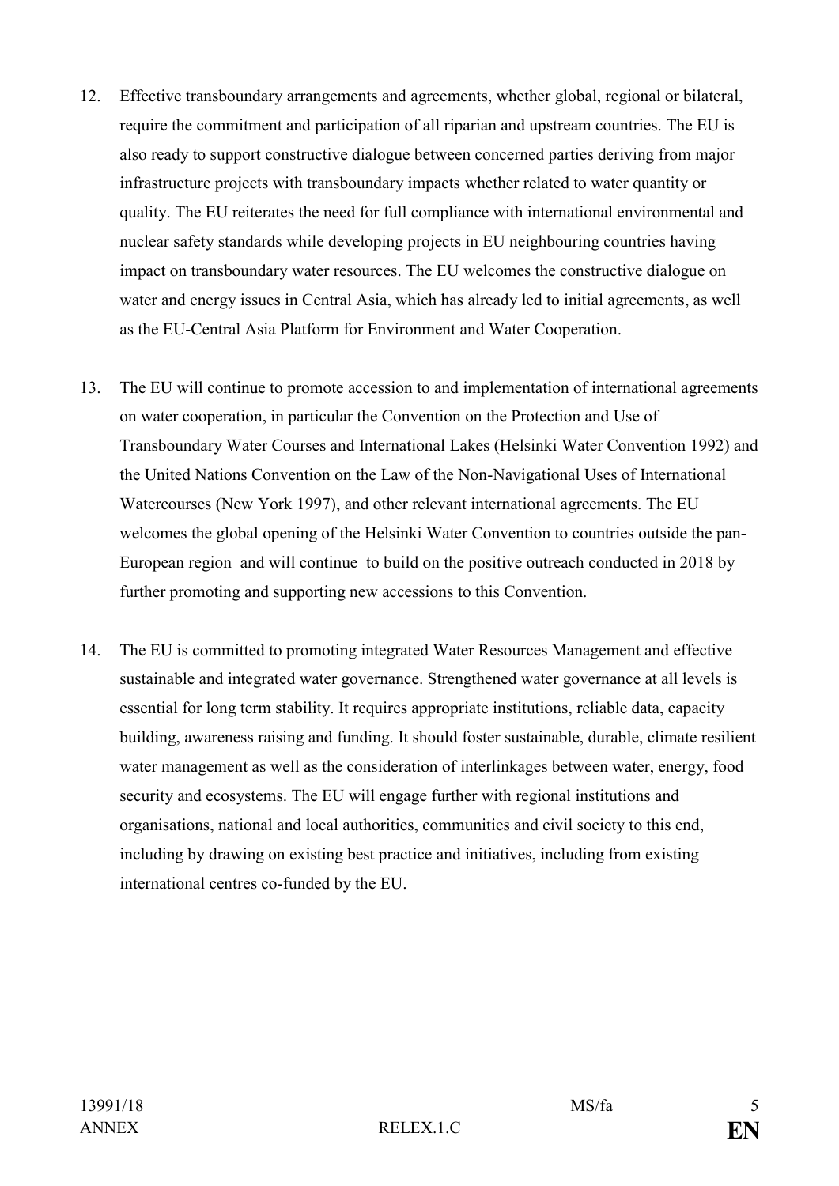12. Effective transboundary arrangements and agreements, whether global, regional or bilateral, require the commitment and participation of all riparian and upstream countries. The EU is also ready to support constructive dialogue between concerned parties deriving from major infrastructure projects with transboundary impacts whether related to water quantity or quality. The EU reiterates the need for full compliance with international environmental and nuclear safety standards while developing projects in EU neighbouring countries having impact on transboundary water resources. The EU welcomes the constructive dialogue on water and energy issues in Central Asia, which has already led to initial agreements, as well as the EU-Central Asia Platform for Environment and Water Cooperation.

13. The EU will continue to promote accession to and implementation of international agreements on water cooperation, in particular the Convention on the Protection and Use of Transboundary Water Courses and International Lakes (Helsinki Water Convention 1992) and the United Nations Convention on the Law of the Non-Navigational Uses of International Watercourses (New York 1997), and other relevant international agreements. The EU welcomes the global opening of the Helsinki Water Convention to countries outside the pan-European region and will continue to build on the positive outreach conducted in 2018 by further promoting and supporting new accessions to this Convention.

14. The EU is committed to promoting integrated Water Resources Management and effective sustainable and integrated water governance. Strengthened water governance at all levels is essential for long term stability. It requires appropriate institutions, reliable data, capacity building, awareness raising and funding. It should foster sustainable, durable, climate resilient water management as well as the consideration of interlinkages between water, energy, food security and ecosystems. The EU will engage further with regional institutions and organisations, national and local authorities, communities and civil society to this end, including by drawing on existing best practice and initiatives, including from existing international centres co-funded by the EU.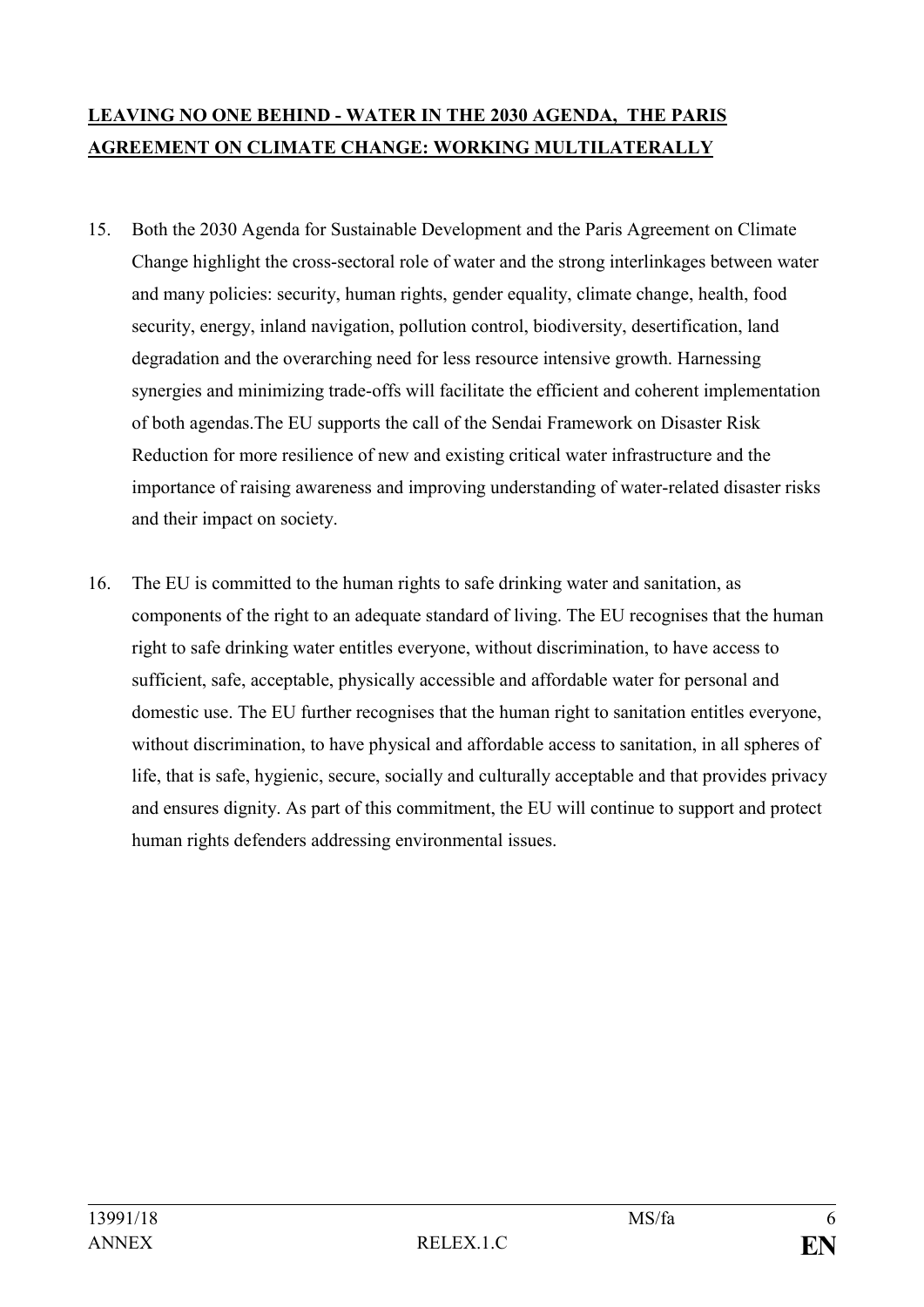## **LEAVING NO ONE BEHIND - WATER IN THE 2030 AGENDA, THE PARIS AGREEMENT ON CLIMATE CHANGE: WORKING MULTILATERALLY**

15. Both the 2030 Agenda for Sustainable Development and the Paris Agreement on Climate Change highlight the cross-sectoral role of water and the strong interlinkages between water and many policies: security, human rights, gender equality, climate change, health, food security, energy, inland navigation, pollution control, biodiversity, desertification, land degradation and the overarching need for less resource intensive growth. Harnessing synergies and minimizing trade-offs will facilitate the efficient and coherent implementation of both agendas.The EU supports the call of the Sendai Framework on Disaster Risk Reduction for more resilience of new and existing critical water infrastructure and the importance of raising awareness and improving understanding of water-related disaster risks and their impact on society.

16. The EU is committed to the human rights to safe drinking water and sanitation, as components of the right to an adequate standard of living. The EU recognises that the human right to safe drinking water entitles everyone, without discrimination, to have access to sufficient, safe, acceptable, physically accessible and affordable water for personal and domestic use. The EU further recognises that the human right to sanitation entitles everyone, without discrimination, to have physical and affordable access to sanitation, in all spheres of life, that is safe, hygienic, secure, socially and culturally acceptable and that provides privacy and ensures dignity. As part of this commitment, the EU will continue to support and protect human rights defenders addressing environmental issues.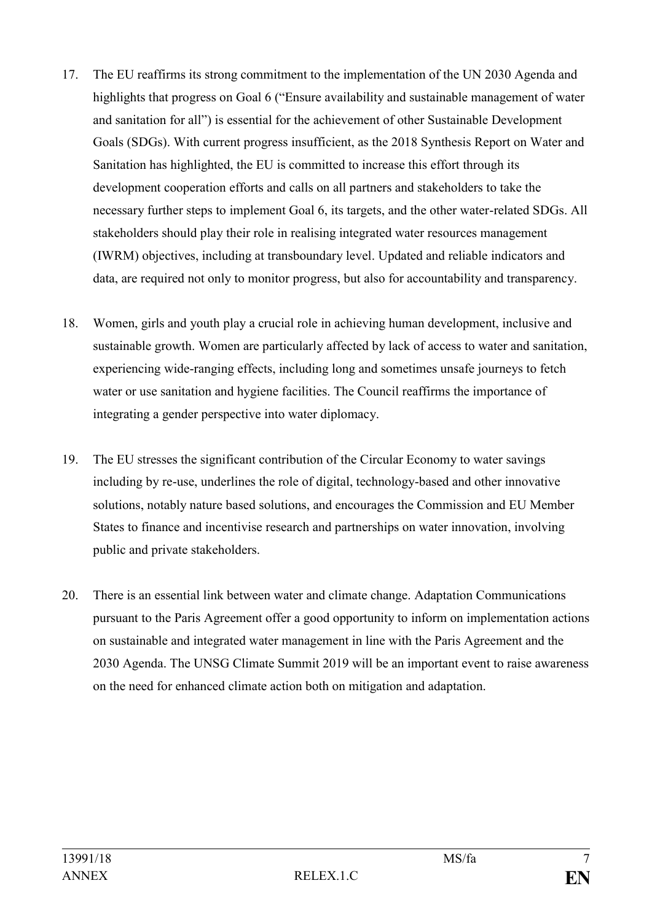17. The EU reaffirms its strong commitment to the implementation of the UN 2030 Agenda and highlights that progress on Goal 6 ("Ensure availability and sustainable management of water and sanitation for all") is essential for the achievement of other Sustainable Development Goals (SDGs). With current progress insufficient, as the 2018 Synthesis Report on Water and Sanitation has highlighted, the EU is committed to increase this effort through its development cooperation efforts and calls on all partners and stakeholders to take the necessary further steps to implement Goal 6, its targets, and the other water-related SDGs. All stakeholders should play their role in realising integrated water resources management (IWRM) objectives, including at transboundary level. Updated and reliable indicators and data, are required not only to monitor progress, but also for accountability and transparency.

18. Women, girls and youth play a crucial role in achieving human development, inclusive and sustainable growth. Women are particularly affected by lack of access to water and sanitation, experiencing wide-ranging effects, including long and sometimes unsafe journeys to fetch water or use sanitation and hygiene facilities. The Council reaffirms the importance of integrating a gender perspective into water diplomacy.

19. The EU stresses the significant contribution of the Circular Economy to water savings including by re-use, underlines the role of digital, technology-based and other innovative solutions, notably nature based solutions, and encourages the Commission and EU Member States to finance and incentivise research and partnerships on water innovation, involving public and private stakeholders.

20. There is an essential link between water and climate change. Adaptation Communications pursuant to the Paris Agreement offer a good opportunity to inform on implementation actions on sustainable and integrated water management in line with the Paris Agreement and the 2030 Agenda. The UNSG Climate Summit 2019 will be an important event to raise awareness on the need for enhanced climate action both on mitigation and adaptation.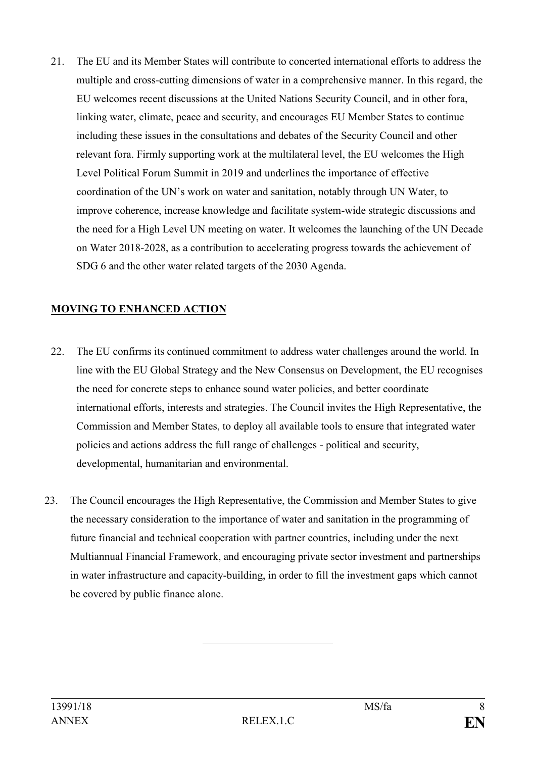21. The EU and its Member States will contribute to concerted international efforts to address the multiple and cross-cutting dimensions of water in a comprehensive manner. In this regard, the EU welcomes recent discussions at the United Nations Security Council, and in other fora, linking water, climate, peace and security, and encourages EU Member States to continue including these issues in the consultations and debates of the Security Council and other relevant fora. Firmly supporting work at the multilateral level, the EU welcomes the High Level Political Forum Summit in 2019 and underlines the importance of effective coordination of the UN's work on water and sanitation, notably through UN Water, to improve coherence, increase knowledge and facilitate system-wide strategic discussions and the need for a High Level UN meeting on water. It welcomes the launching of the UN Decade on Water 2018-2028, as a contribution to accelerating progress towards the achievement of SDG 6 and the other water related targets of the 2030 Agenda.

## MOVING TO ENHANCED ACTION

22. The EU confirms its continued commitment to address water challenges around the world. In line with the EU Global Strategy and the New Consensus on Development, the EU recognises the need for concrete steps to enhance sound water policies, and better coordinate international efforts, interests and strategies. The Council invites the High Representative, the Commission and Member States, to deploy all available tools to ensure that integrated water policies and actions address the full range of challenges - political and security, developmental, humanitarian and environmental.

23. The Council encourages the High Representative, the Commission and Member States to give the necessary consideration to the importance of water and sanitation in the programming of future financial and technical cooperation with partner countries, including under the next Multiannual Financial Framework, and encouraging private sector investment and partnerships in water infrastructure and capacity-building, in order to fill the investment gaps which cannot be covered by public finance alone.